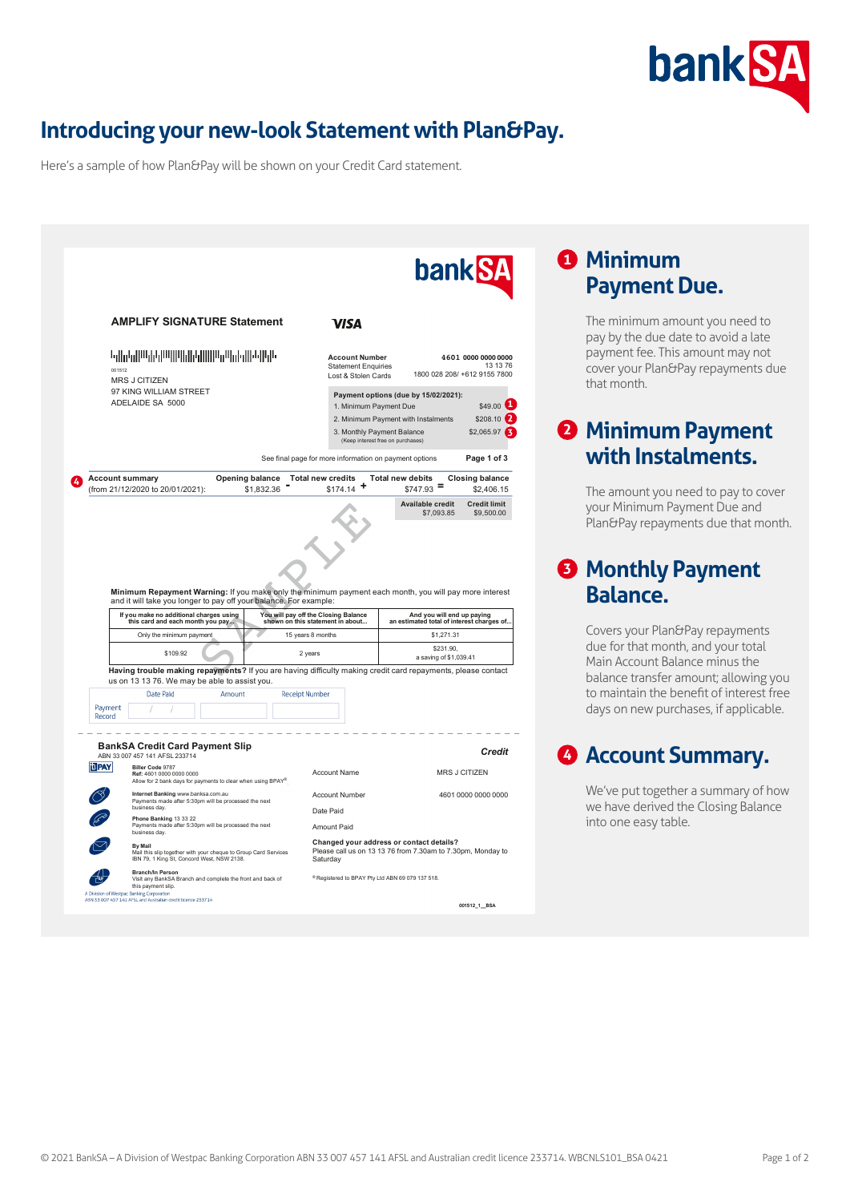# Introducing your new-look Statement with Plan&Pay.

Here's a sample of how Plan&Pay will be shown on your Credit Card statement.

bankSA

**AMPLIFY SIGNATURE Statement**

VISA

001512
MRS J CITIZEN
97 KING WILLIAM STREET
ADELAIDE SA 5000

| | |
|---|---|
| Account Number | 4601 0000 0000 0000 |
| Statement Enquiries | 13 13 76 |
| Lost & Stolen Cards | 1800 028 208/ +612 9155 7800 |

**Payment options (due by 15/02/2021):**

1. Minimum Payment Due — $49.00 (1)
2. Minimum Payment with Instalments — $208.10 (2)
3. Monthly Payment Balance — $2,065.97 (3)
   (Keep interest free on purchases)

See final page for more information on payment options — Page 1 of 3

(4)

| Account summary (from 21/12/2020 to 20/01/2021): | Opening balance | - | Total new credits | + | Total new debits | = | Closing balance |
|---|---|---|---|---|---|---|---|
| | $1,832.36 | | $174.14 | | $747.93 | | $2,406.15 |

| Available credit | Credit limit |
|---|---|
| $7,093.85 | $9,500.00 |

SAMPLE

**Minimum Repayment Warning:** If you make only the minimum payment each month, you will pay more interest and it will take you longer to pay off your balance. For example:

| If you make no additional charges using this card and each month you pay... | You will pay off the Closing Balance shown on this statement in about... | And you will end up paying an estimated total of interest charges of... |
|---|---|---|
| Only the minimum payment | 15 years 8 months | $1,271.31 |
| $109.92 | 2 years | $231.90, a saving of $1,039.41 |

**Having trouble making repayments?** If you are having difficulty making credit card repayments, please contact us on 13 13 76. We may be able to assist you.

| | Date Paid | Amount | Receipt Number |
|---|---|---|---|
| Payment Record | / / | | |

**BankSA Credit Card Payment Slip** — *Credit*

ABN 33 007 457 141 AFSL 233714

BPAY — **Biller Code** 9787
**Ref:** 4601 0000 0000 0000
Allow for 2 bank days for payments to clear when using BPAY®

**Internet Banking** www.banksa.com.au
Payments made after 5:30pm will be processed the next business day.

**Phone Banking** 13 33 22
Payments made after 5:30pm will be processed the next business day.

**By Mail**
Mail this slip together with your cheque to Group Card Services IBN 79, 1 King St, Concord West, NSW 2138.

**Branch/In Person**
Visit any BankSA Branch and complete the front and back of this payment slip.

| | |
|---|---|
| Account Name | MRS J CITIZEN |
| Account Number | 4601 0000 0000 0000 |
| Date Paid | |
| Amount Paid | |

**Changed your address or contact details?**
Please call us on 13 13 76 from 7.30am to 7.30pm, Monday to Saturday

® Registered to BPAY Pty Ltd ABN 69 079 137 518.

A Division of Westpac Banking Corporation
ABN 33 007 457 141 AFSL and Australian credit licence 233714

001512_1__BSA

## 1 Minimum Payment Due.

The minimum amount you need to pay by the due date to avoid a late payment fee. This amount may not cover your Plan&Pay repayments due that month.

## 2 Minimum Payment with Instalments.

The amount you need to pay to cover your Minimum Payment Due and Plan&Pay repayments due that month.

## 3 Monthly Payment Balance.

Covers your Plan&Pay repayments due for that month, and your total Main Account Balance minus the balance transfer amount; allowing you to maintain the benefit of interest free days on new purchases, if applicable.

## 4 Account Summary.

We've put together a summary of how we have derived the Closing Balance into one easy table.

© 2021 BankSA – A Division of Westpac Banking Corporation ABN 33 007 457 141 AFSL and Australian credit licence 233714. WBCNLS101_BSA 0421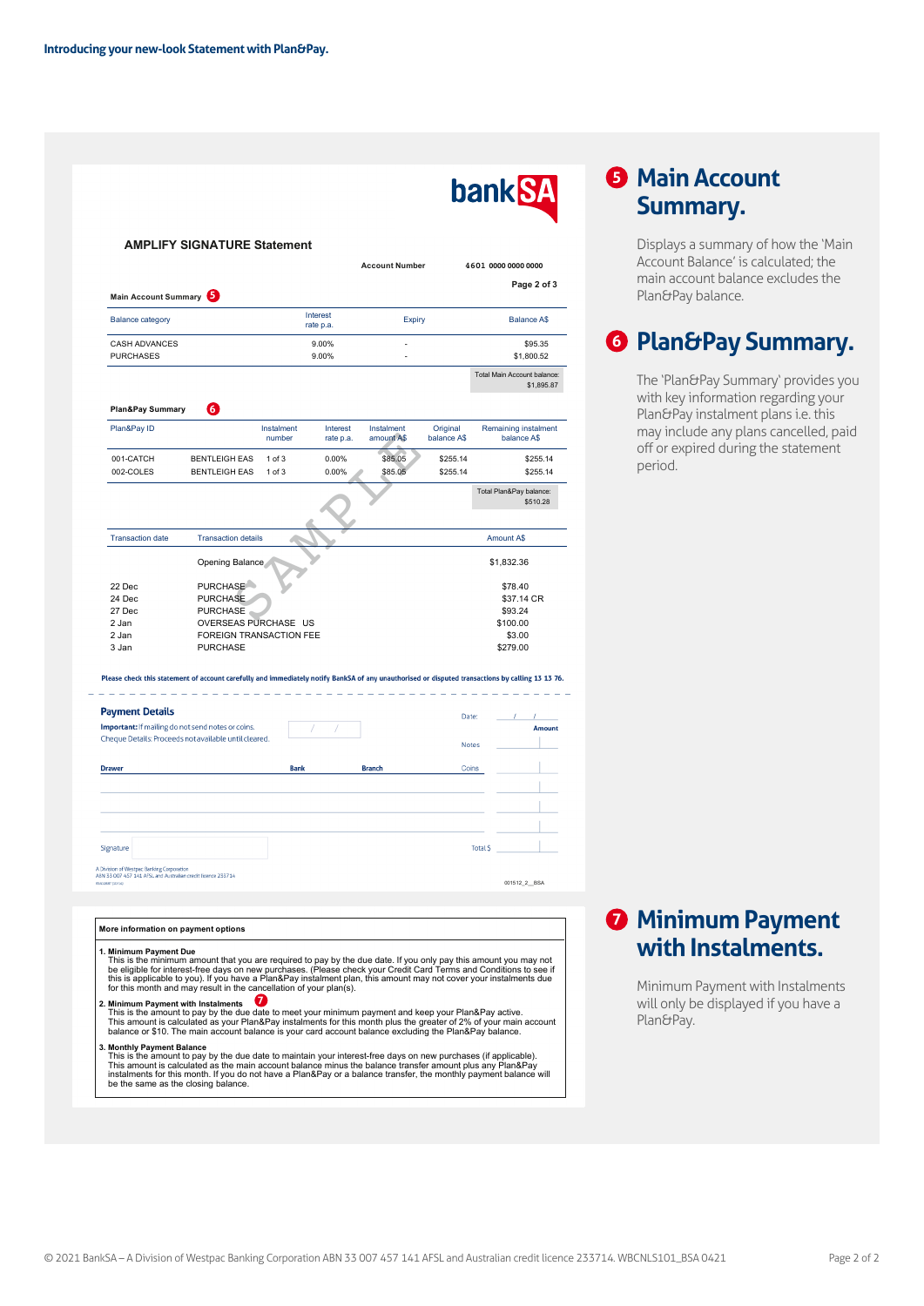**Introducing your new-look Statement with Plan&Pay.**

bankSA

**AMPLIFY SIGNATURE Statement**

**Account Number** 4601 0000 0000 0000

**Page 2 of 3**

**Main Account Summary** 5

| Balance category | Interest rate p.a. | Expiry | Balance A$ |
|---|---|---|---|
| CASH ADVANCES | 9.00% | - | $95.35 |
| PURCHASES | 9.00% | - | $1,800.52 |

Total Main Account balance: $1,895.87

**Plan&Pay Summary** 6

| Plan&Pay ID | | Instalment number | Interest rate p.a. | Instalment amount A$ | Original balance A$ | Remaining instalment balance A$ |
|---|---|---|---|---|---|---|
| 001-CATCH | BENTLEIGH EAS | 1 of 3 | 0.00% | $85.05 | $255.14 | $255.14 |
| 002-COLES | BENTLEIGH EAS | 1 of 3 | 0.00% | $85.05 | $255.14 | $255.14 |

Total Plan&Pay balance: $510.28

| Transaction date | Transaction details | Amount A$ |
|---|---|---|
| | Opening Balance | $1,832.36 |
| 22 Dec | PURCHASE | $78.40 |
| 24 Dec | PURCHASE | $37.14 CR |
| 27 Dec | PURCHASE | $93.24 |
| 2 Jan | OVERSEAS PURCHASE US | $100.00 |
| 2 Jan | FOREIGN TRANSACTION FEE | $3.00 |
| 3 Jan | PURCHASE | $279.00 |

SAMPLE

Please check this statement of account carefully and immediately notify BankSA of any unauthorised or disputed transactions by calling 13 13 76.

**Payment Details**

**Important:** If mailing do not send notes or coins.
Cheque Details: Proceeds not available until cleared.

Date: / /

Amount

Notes

Drawer | Bank | Branch | Coins

Signature

Total $

A Division of Westpac Banking Corporation
ABN 33 007 457 141 AFSL and Australian credit licence 233714

001512_2__BSA

**More information on payment options**

**1. Minimum Payment Due**
This is the minimum amount that you are required to pay by the due date. If you only pay this amount you may not be eligible for interest-free days on new purchases. (Please check your Credit Card Terms and Conditions to see if this is applicable to you). If you have a Plan&Pay instalment plan, this amount may not cover your instalments due for this month and may result in the cancellation of your plan(s).

**2. Minimum Payment with Instalments** 7
This is the amount to pay by the due date to meet your minimum payment and keep your Plan&Pay active.
This amount is calculated as your Plan&Pay instalments for this month plus the greater of 2% of your main account balance or $10. The main account balance is your card account balance excluding the Plan&Pay balance.

**3. Monthly Payment Balance**
This is the amount to pay by the due date to maintain your interest-free days on new purchases (if applicable).
This amount is calculated as the main account balance minus the balance transfer amount plus any Plan&Pay instalments for this month. If you do not have a Plan&Pay or a balance transfer, the monthly payment balance will be the same as the closing balance.

## 5 Main Account Summary.

Displays a summary of how the 'Main Account Balance' is calculated; the main account balance excludes the Plan&Pay balance.

## 6 Plan&Pay Summary.

The 'Plan&Pay Summary' provides you with key information regarding your Plan&Pay instalment plans i.e. this may include any plans cancelled, paid off or expired during the statement period.

## 7 Minimum Payment with Instalments.

Minimum Payment with Instalments will only be displayed if you have a Plan&Pay.

© 2021 BankSA – A Division of Westpac Banking Corporation ABN 33 007 457 141 AFSL and Australian credit licence 233714. WBCNLS101_BSA 0421